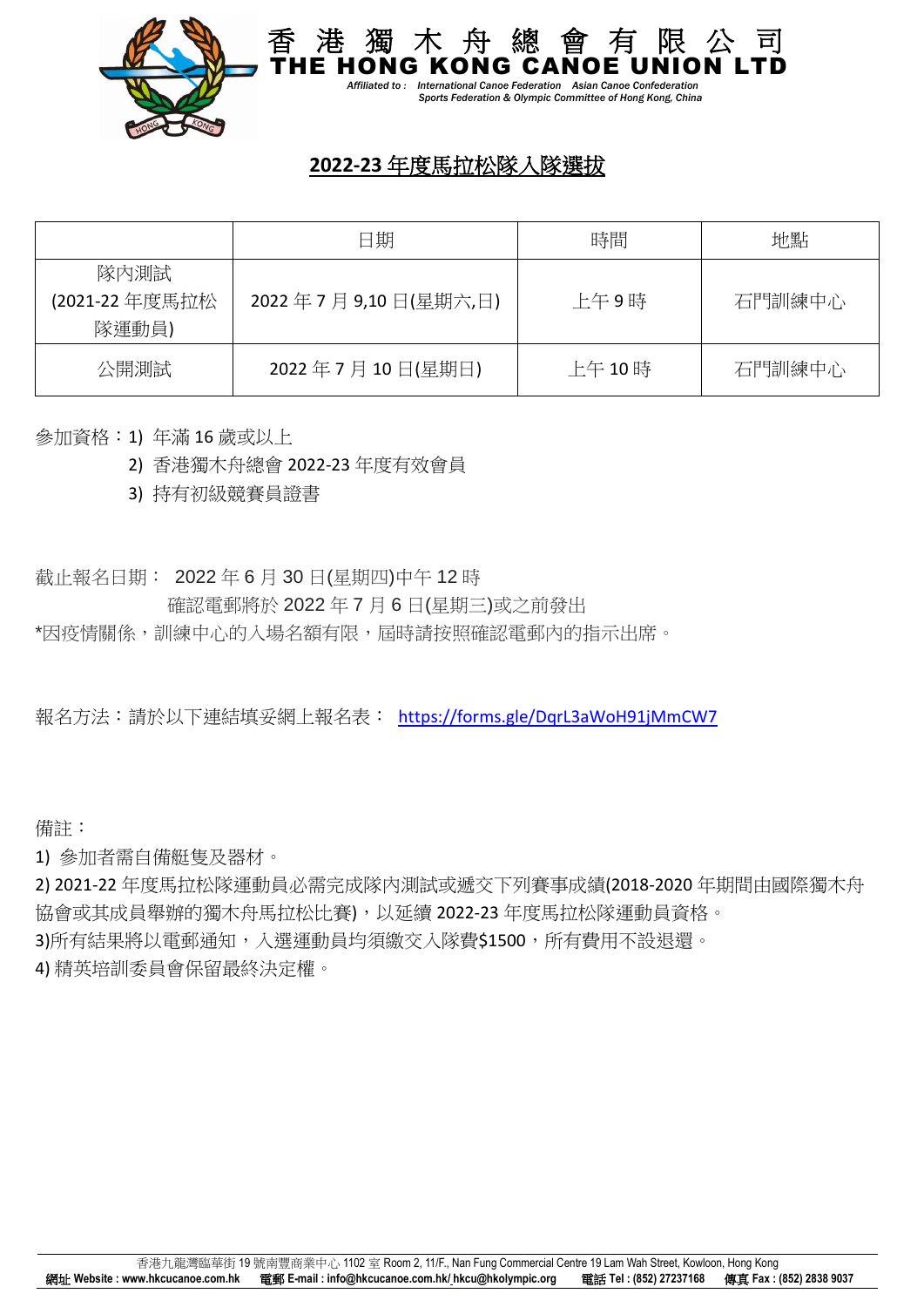# 香港獨木舟總會有限公司
# THE HONG KONG CANOE UNION LTD

*Affiliated to : International Canoe Federation Asian Canoe Confederation Sports Federation & Olympic Committee of Hong Kong, China*

## 2022-23 年度馬拉松隊入隊選拔

| | 日期 | 時間 | 地點 |
|---|---|---|---|
| 隊內測試 (2021-22 年度馬拉松隊運動員) | 2022 年 7 月 9,10 日(星期六,日) | 上午 9 時 | 石門訓練中心 |
| 公開測試 | 2022 年 7 月 10 日(星期日) | 上午 10 時 | 石門訓練中心 |

參加資格：1) 年滿 16 歲或以上
2) 香港獨木舟總會 2022-23 年度有效會員
3) 持有初級競賽員證書

截止報名日期： 2022 年 6 月 30 日(星期四)中午 12 時
確認電郵將於 2022 年 7 月 6 日(星期三)或之前發出
*因疫情關係，訓練中心的入場名額有限，屆時請按照確認電郵內的指示出席。

報名方法：請於以下連結填妥網上報名表： https://forms.gle/DqrL3aWoH91jMmCW7

備註：
1) 參加者需自備艇隻及器材。
2) 2021-22 年度馬拉松隊運動員必需完成隊內測試或遞交下列賽事成績(2018-2020 年期間由國際獨木舟協會或其成員舉辦的獨木舟馬拉松比賽)，以延續 2022-23 年度馬拉松隊運動員資格。
3)所有結果將以電郵通知，入選運動員均須繳交入隊費$1500，所有費用不設退還。
4) 精英培訓委員會保留最終決定權。

香港九龍灣臨華街 19 號南豐商業中心 1102 室 Room 2, 11/F., Nan Fung Commercial Centre 19 Lam Wah Street, Kowloon, Hong Kong
網址 Website : www.hkcucanoe.com.hk 電郵 E-mail : info@hkcucanoe.com.hk/ hkcu@hkolympic.org 電話 Tel : (852) 27237168 傳真 Fax : (852) 2838 9037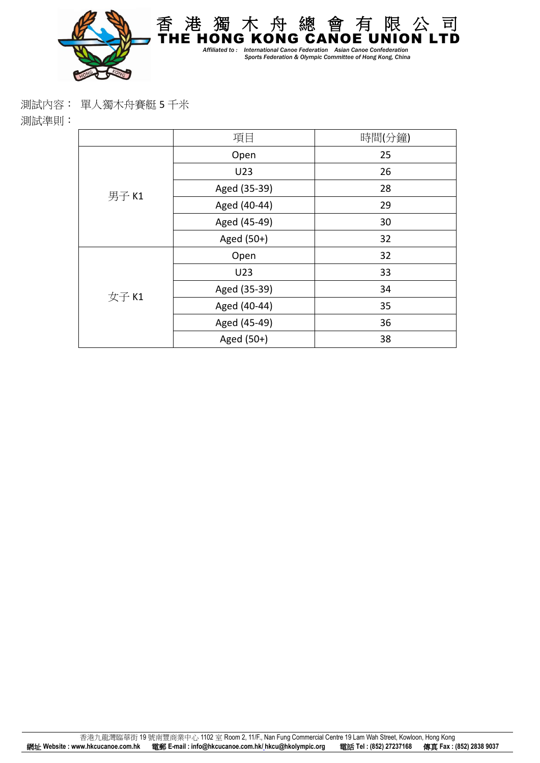測試內容： 單人獨木舟賽艇 5 千米

測試準則：

| | 項目 | 時間(分鐘) |
|---|---|---|
| 男子 K1 | Open | 25 |
| | U23 | 26 |
| | Aged (35-39) | 28 |
| | Aged (40-44) | 29 |
| | Aged (45-49) | 30 |
| | Aged (50+) | 32 |
| 女子 K1 | Open | 32 |
| | U23 | 33 |
| | Aged (35-39) | 34 |
| | Aged (40-44) | 35 |
| | Aged (45-49) | 36 |
| | Aged (50+) | 38 |